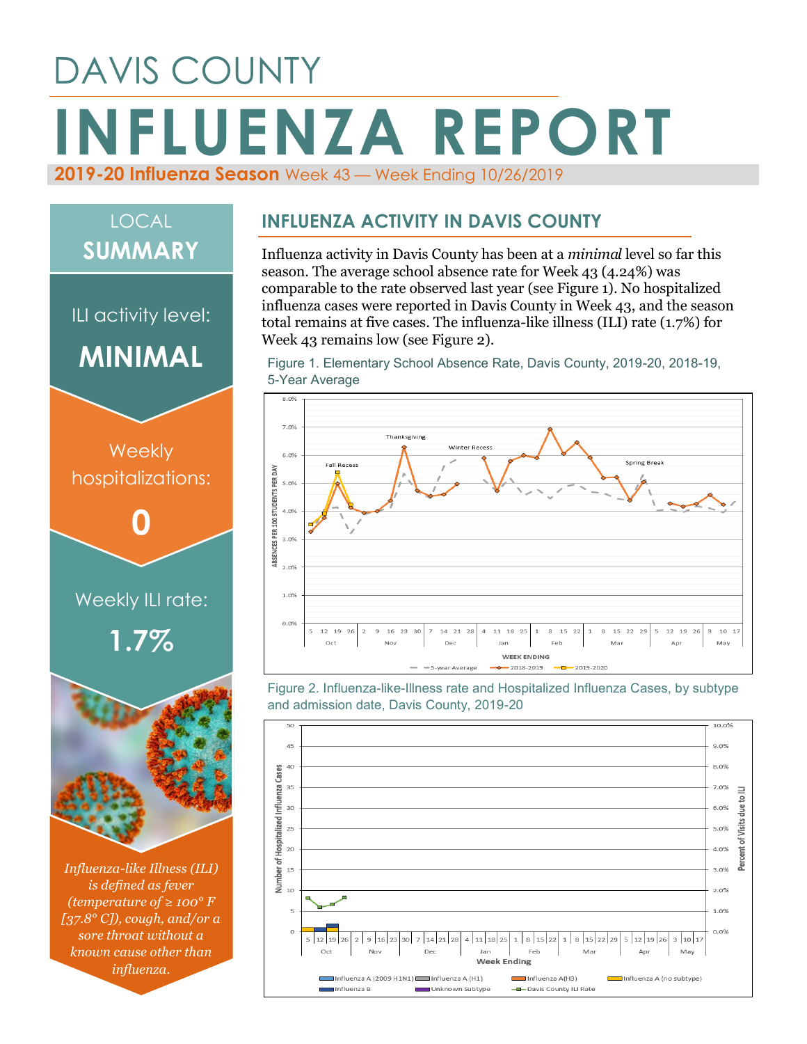# DAVIS COUNTY

# INFLUENZA REPORT

**2019-20 Influenza Season** Week 43 — Week Ending 10/26/2019

## LOCAL SUMMARY

ILI activity level:

**MINIMAL**

Weekly hospitalizations:

**0**

Weekly ILI rate:

**1.7%**

*Influenza-like Illness (ILI) is defined as fever (temperature of ≥ 100° F [37.8° C]), cough, and/or a sore throat without a known cause other than influenza.*

## INFLUENZA ACTIVITY IN DAVIS COUNTY

Influenza activity in Davis County has been at a *minimal* level so far this season. The average school absence rate for Week 43 (4.24%) was comparable to the rate observed last year (see Figure 1). No hospitalized influenza cases were reported in Davis County in Week 43, and the season total remains at five cases. The influenza-like illness (ILI) rate (1.7%) for Week 43 remains low (see Figure 2).

Figure 1. Elementary School Absence Rate, Davis County, 2019-20, 2018-19, 5-Year Average

Figure 2. Influenza-like-Illness rate and Hospitalized Influenza Cases, by subtype and admission date, Davis County, 2019-20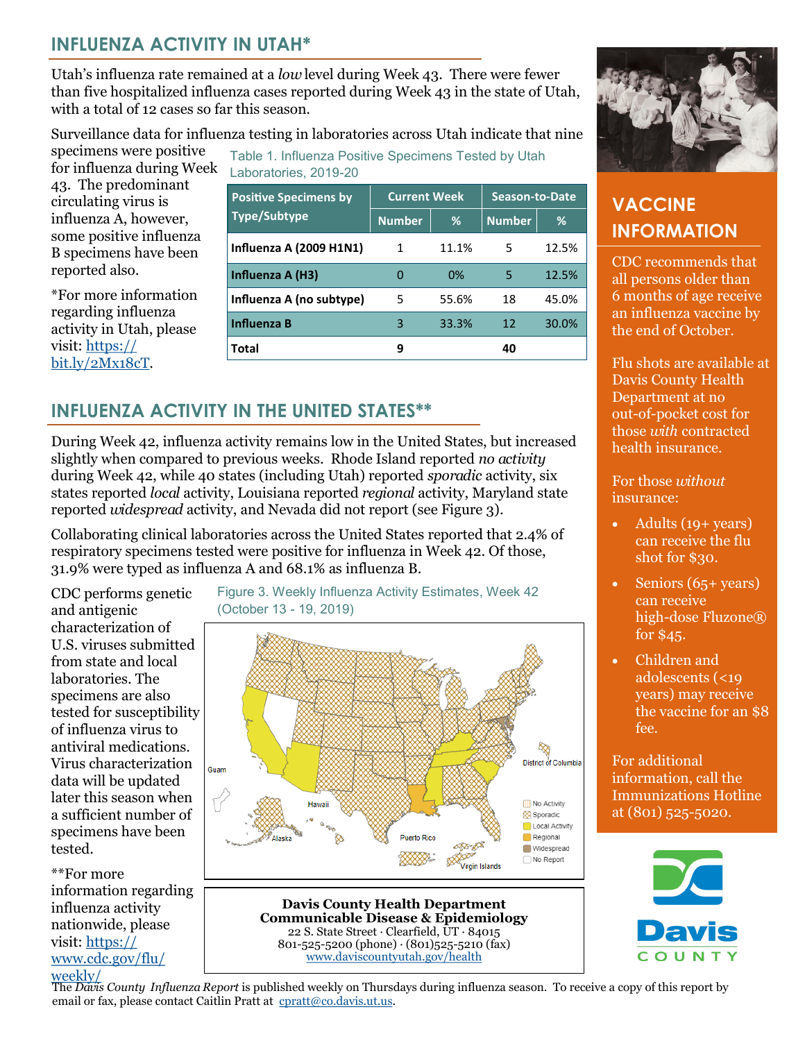## INFLUENZA ACTIVITY IN UTAH*

Utah's influenza rate remained at a *low* level during Week 43. There were fewer than five hospitalized influenza cases reported during Week 43 in the state of Utah, with a total of 12 cases so far this season.

Surveillance data for influenza testing in laboratories across Utah indicate that nine specimens were positive for influenza during Week 43. The predominant circulating virus is influenza A, however, some positive influenza B specimens have been reported also.

*For more information regarding influenza activity in Utah, please visit: https://bit.ly/2Mx18cT.

Table 1. Influenza Positive Specimens Tested by Utah Laboratories, 2019-20

| Positive Specimens by Type/Subtype | Current Week | | Season-to-Date | |
|---|---|---|---|---|
| | Number | % | Number | % |
| Influenza A (2009 H1N1) | 1 | 11.1% | 5 | 12.5% |
| Influenza A (H3) | 0 | 0% | 5 | 12.5% |
| Influenza A (no subtype) | 5 | 55.6% | 18 | 45.0% |
| Influenza B | 3 | 33.3% | 12 | 30.0% |
| **Total** | **9** | | **40** | |

## INFLUENZA ACTIVITY IN THE UNITED STATES**

During Week 42, influenza activity remains low in the United States, but increased slightly when compared to previous weeks. Rhode Island reported *no activity* during Week 42, while 40 states (including Utah) reported *sporadic* activity, six states reported *local* activity, Louisiana reported *regional* activity, Maryland state reported *widespread* activity, and Nevada did not report (see Figure 3).

Collaborating clinical laboratories across the United States reported that 2.4% of respiratory specimens tested were positive for influenza in Week 42. Of those, 31.9% were typed as influenza A and 68.1% as influenza B.

CDC performs genetic and antigenic characterization of U.S. viruses submitted from state and local laboratories. The specimens are also tested for susceptibility of influenza virus to antiviral medications. Virus characterization data will be updated later this season when a sufficient number of specimens have been tested.

**For more information regarding influenza activity nationwide, please visit: https://www.cdc.gov/flu/weekly/

Figure 3. Weekly Influenza Activity Estimates, Week 42 (October 13 - 19, 2019)

Guam
District of Columbia
Hawaii
Alaska
Puerto Rico
Virgin Islands
No Activity
Sporadic
Local Activity
Regional
Widespread
No Report

**Davis County Health Department**
**Communicable Disease & Epidemiology**
22 S. State Street · Clearfield, UT · 84015
801-525-5200 (phone) · (801)525-5210 (fax)
www.daviscountyutah.gov/health

## VACCINE INFORMATION

CDC recommends that all persons older than 6 months of age receive an influenza vaccine by the end of October.

Flu shots are available at Davis County Health Department at no out-of-pocket cost for those *with* contracted health insurance.

For those *without* insurance:

- Adults (19+ years) can receive the flu shot for $30.
- Seniors (65+ years) can receive high-dose Fluzone® for $45.
- Children and adolescents (<19 years) may receive the vaccine for an $8 fee.

For additional information, call the Immunizations Hotline at (801) 525-5020.

Davis COUNTY

The *Davis County Influenza Report* is published weekly on Thursdays during influenza season. To receive a copy of this report by email or fax, please contact Caitlin Pratt at cpratt@co.davis.ut.us.